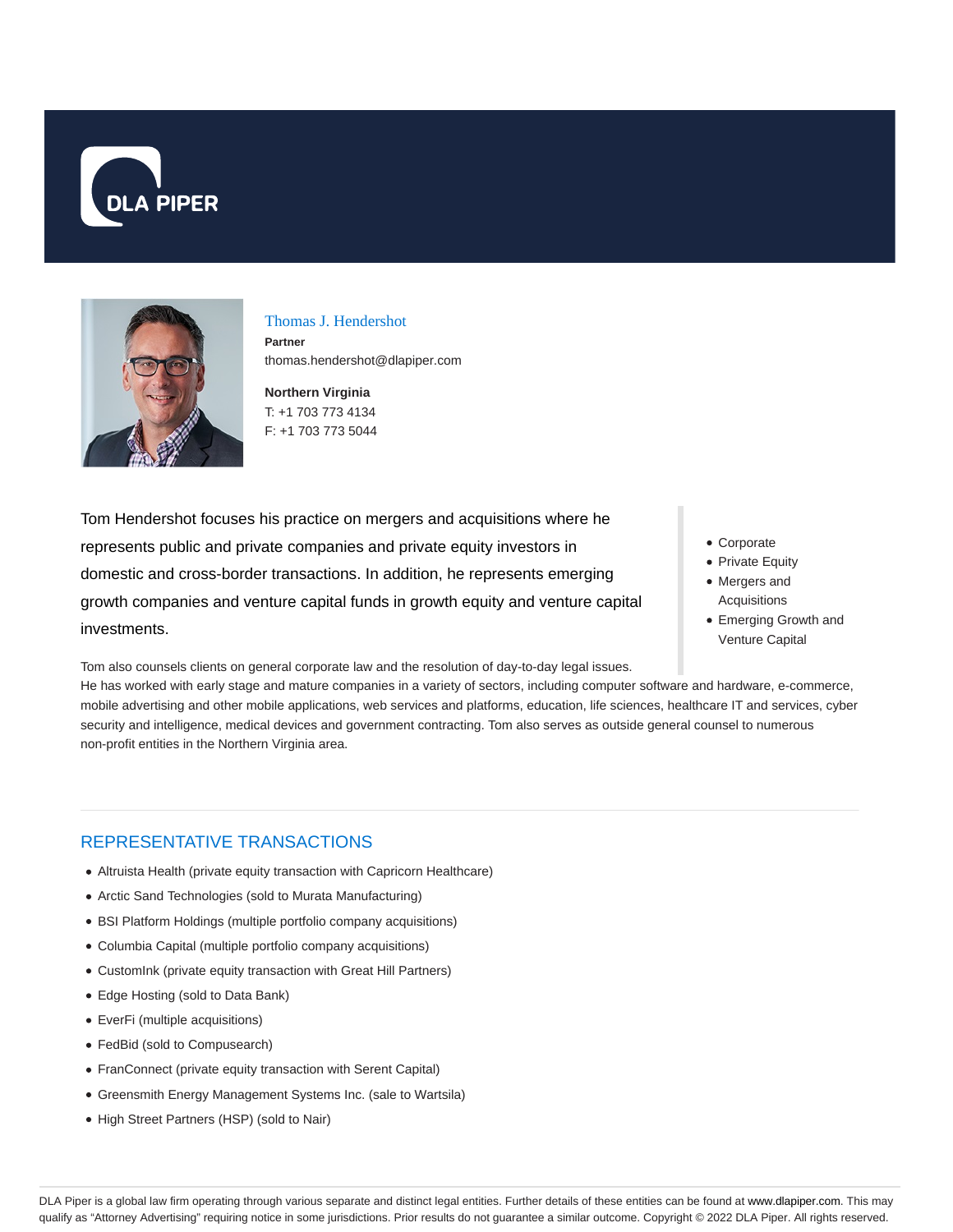DLA PIPER

# Thomas J. Hendershot

**Partner**

thomas.hendershot@dlapiper.com

**Northern Virginia**

T: +1 703 773 4134

F: +1 703 773 5044

Tom Hendershot focuses his practice on mergers and acquisitions where he represents public and private companies and private equity investors in domestic and cross-border transactions. In addition, he represents emerging growth companies and venture capital funds in growth equity and venture capital investments.

- Corporate
- Private Equity
- Mergers and Acquisitions
- Emerging Growth and Venture Capital

Tom also counsels clients on general corporate law and the resolution of day-to-day legal issues. He has worked with early stage and mature companies in a variety of sectors, including computer software and hardware, e-commerce, mobile advertising and other mobile applications, web services and platforms, education, life sciences, healthcare IT and services, cyber security and intelligence, medical devices and government contracting. Tom also serves as outside general counsel to numerous non-profit entities in the Northern Virginia area.

## REPRESENTATIVE TRANSACTIONS

- Altruista Health (private equity transaction with Capricorn Healthcare)
- Arctic Sand Technologies (sold to Murata Manufacturing)
- BSI Platform Holdings (multiple portfolio company acquisitions)
- Columbia Capital (multiple portfolio company acquisitions)
- CustomInk (private equity transaction with Great Hill Partners)
- Edge Hosting (sold to Data Bank)
- EverFi (multiple acquisitions)
- FedBid (sold to Compusearch)
- FranConnect (private equity transaction with Serent Capital)
- Greensmith Energy Management Systems Inc. (sale to Wartsila)
- High Street Partners (HSP) (sold to Nair)

DLA Piper is a global law firm operating through various separate and distinct legal entities. Further details of these entities can be found at www.dlapiper.com. This may qualify as "Attorney Advertising" requiring notice in some jurisdictions. Prior results do not guarantee a similar outcome. Copyright © 2022 DLA Piper. All rights reserved.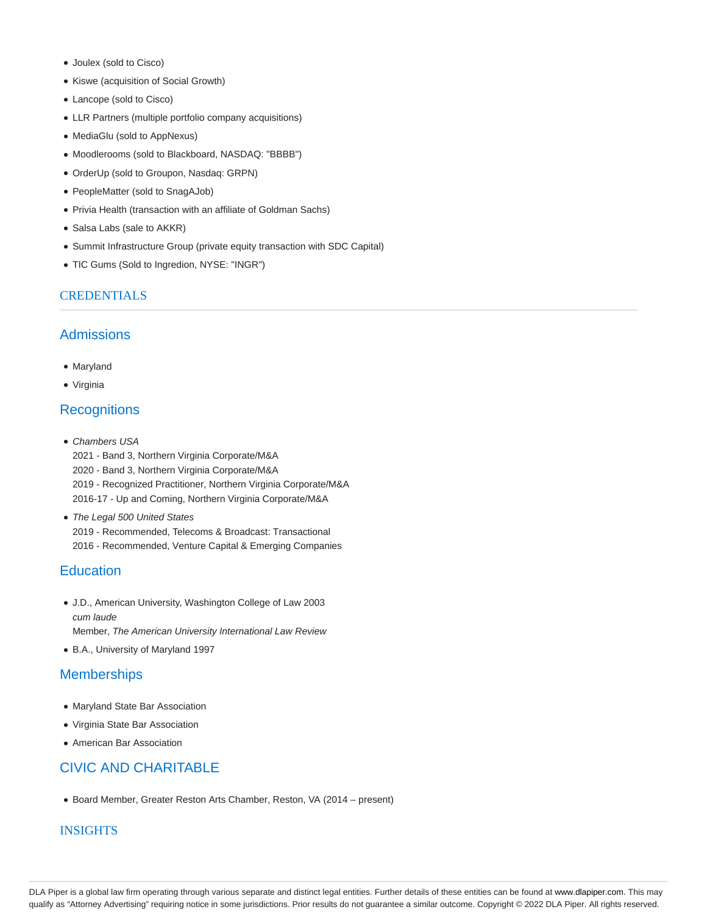- Joulex (sold to Cisco)
- Kiswe (acquisition of Social Growth)
- Lancope (sold to Cisco)
- LLR Partners (multiple portfolio company acquisitions)
- MediaGlu (sold to AppNexus)
- Moodlerooms (sold to Blackboard, NASDAQ: "BBBB")
- OrderUp (sold to Groupon, Nasdaq: GRPN)
- PeopleMatter (sold to SnagAJob)
- Privia Health (transaction with an affiliate of Goldman Sachs)
- Salsa Labs (sale to AKKR)
- Summit Infrastructure Group (private equity transaction with SDC Capital)
- TIC Gums (Sold to Ingredion, NYSE: "INGR")

## CREDENTIALS

### Admissions

- Maryland
- Virginia

### Recognitions

- *Chambers USA*
  2021 - Band 3, Northern Virginia Corporate/M&A
  2020 - Band 3, Northern Virginia Corporate/M&A
  2019 - Recognized Practitioner, Northern Virginia Corporate/M&A
  2016-17 - Up and Coming, Northern Virginia Corporate/M&A
- *The Legal 500 United States*
  2019 - Recommended, Telecoms & Broadcast: Transactional
  2016 - Recommended, Venture Capital & Emerging Companies

### Education

- J.D., American University, Washington College of Law 2003
  *cum laude*
  Member, *The American University International Law Review*
- B.A., University of Maryland 1997

### Memberships

- Maryland State Bar Association
- Virginia State Bar Association
- American Bar Association

## CIVIC AND CHARITABLE

- Board Member, Greater Reston Arts Chamber, Reston, VA (2014 – present)

## INSIGHTS

DLA Piper is a global law firm operating through various separate and distinct legal entities. Further details of these entities can be found at www.dlapiper.com. This may qualify as "Attorney Advertising" requiring notice in some jurisdictions. Prior results do not guarantee a similar outcome. Copyright © 2022 DLA Piper. All rights reserved.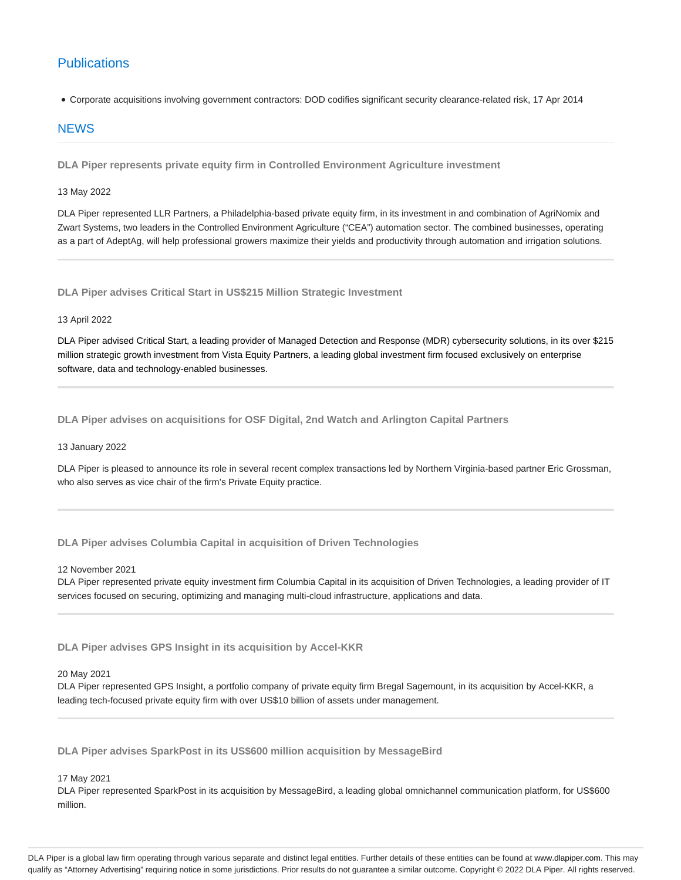## Publications

- Corporate acquisitions involving government contractors: DOD codifies significant security clearance-related risk, 17 Apr 2014

## NEWS

### DLA Piper represents private equity firm in Controlled Environment Agriculture investment

13 May 2022

DLA Piper represented LLR Partners, a Philadelphia-based private equity firm, in its investment in and combination of AgriNomix and Zwart Systems, two leaders in the Controlled Environment Agriculture ("CEA") automation sector. The combined businesses, operating as a part of AdeptAg, will help professional growers maximize their yields and productivity through automation and irrigation solutions.

---

### DLA Piper advises Critical Start in US$215 Million Strategic Investment

13 April 2022

DLA Piper advised Critical Start, a leading provider of Managed Detection and Response (MDR) cybersecurity solutions, in its over $215 million strategic growth investment from Vista Equity Partners, a leading global investment firm focused exclusively on enterprise software, data and technology-enabled businesses.

---

### DLA Piper advises on acquisitions for OSF Digital, 2nd Watch and Arlington Capital Partners

13 January 2022

DLA Piper is pleased to announce its role in several recent complex transactions led by Northern Virginia-based partner Eric Grossman, who also serves as vice chair of the firm's Private Equity practice.

---

### DLA Piper advises Columbia Capital in acquisition of Driven Technologies

12 November 2021

DLA Piper represented private equity investment firm Columbia Capital in its acquisition of Driven Technologies, a leading provider of IT services focused on securing, optimizing and managing multi-cloud infrastructure, applications and data.

---

### DLA Piper advises GPS Insight in its acquisition by Accel-KKR

20 May 2021

DLA Piper represented GPS Insight, a portfolio company of private equity firm Bregal Sagemount, in its acquisition by Accel-KKR, a leading tech-focused private equity firm with over US$10 billion of assets under management.

---

### DLA Piper advises SparkPost in its US$600 million acquisition by MessageBird

17 May 2021

DLA Piper represented SparkPost in its acquisition by MessageBird, a leading global omnichannel communication platform, for US$600 million.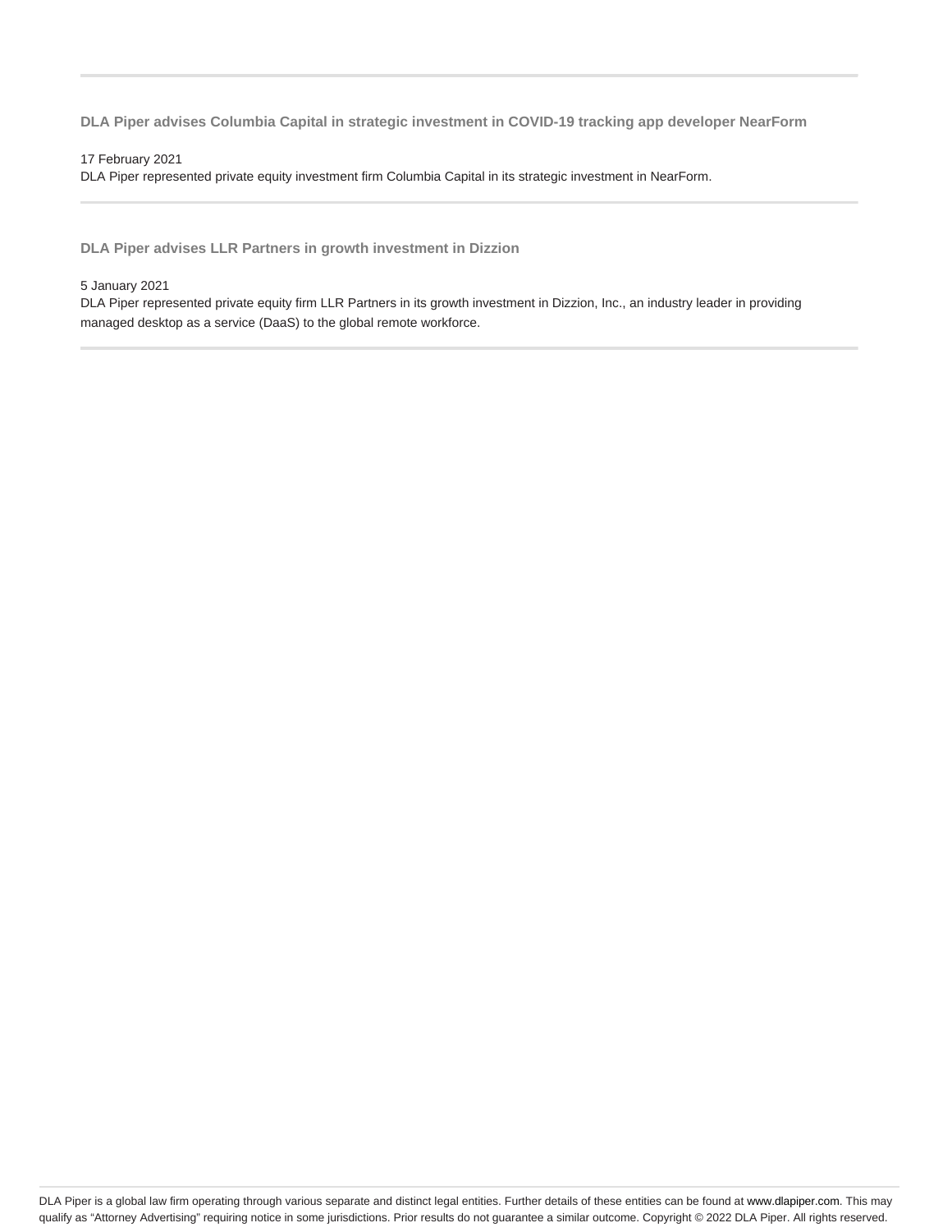### DLA Piper advises Columbia Capital in strategic investment in COVID-19 tracking app developer NearForm

17 February 2021

DLA Piper represented private equity investment firm Columbia Capital in its strategic investment in NearForm.

### DLA Piper advises LLR Partners in growth investment in Dizzion

5 January 2021

DLA Piper represented private equity firm LLR Partners in its growth investment in Dizzion, Inc., an industry leader in providing managed desktop as a service (DaaS) to the global remote workforce.

DLA Piper is a global law firm operating through various separate and distinct legal entities. Further details of these entities can be found at www.dlapiper.com. This may qualify as "Attorney Advertising" requiring notice in some jurisdictions. Prior results do not guarantee a similar outcome. Copyright © 2022 DLA Piper. All rights reserved.